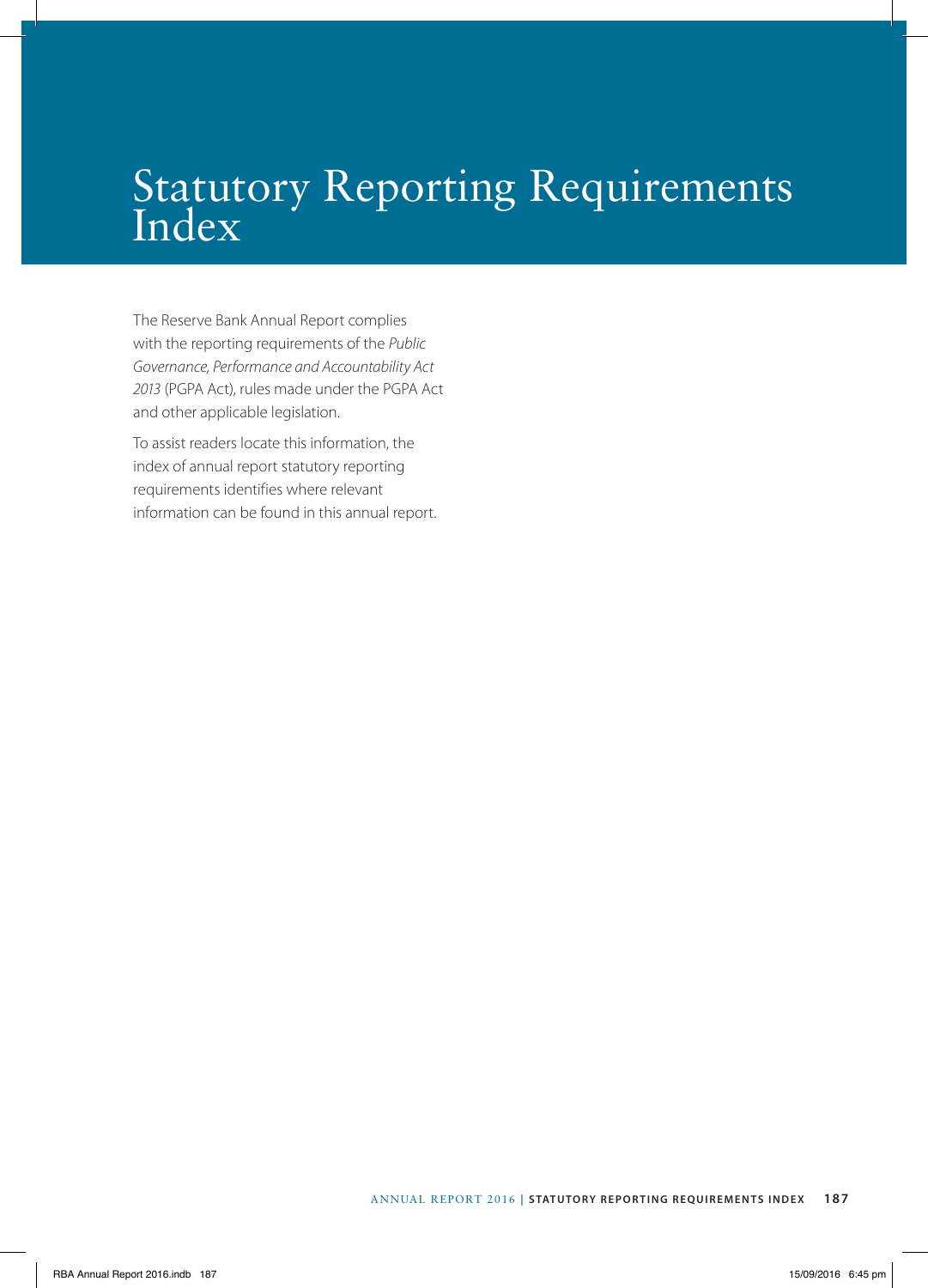# Statutory Reporting Requirements Index

The Reserve Bank Annual Report complies with the reporting requirements of the *Public Governance, Performance and Accountability Act 2013* (PGPA Act), rules made under the PGPA Act and other applicable legislation.

To assist readers locate this information, the index of annual report statutory reporting requirements identifies where relevant information can be found in this annual report.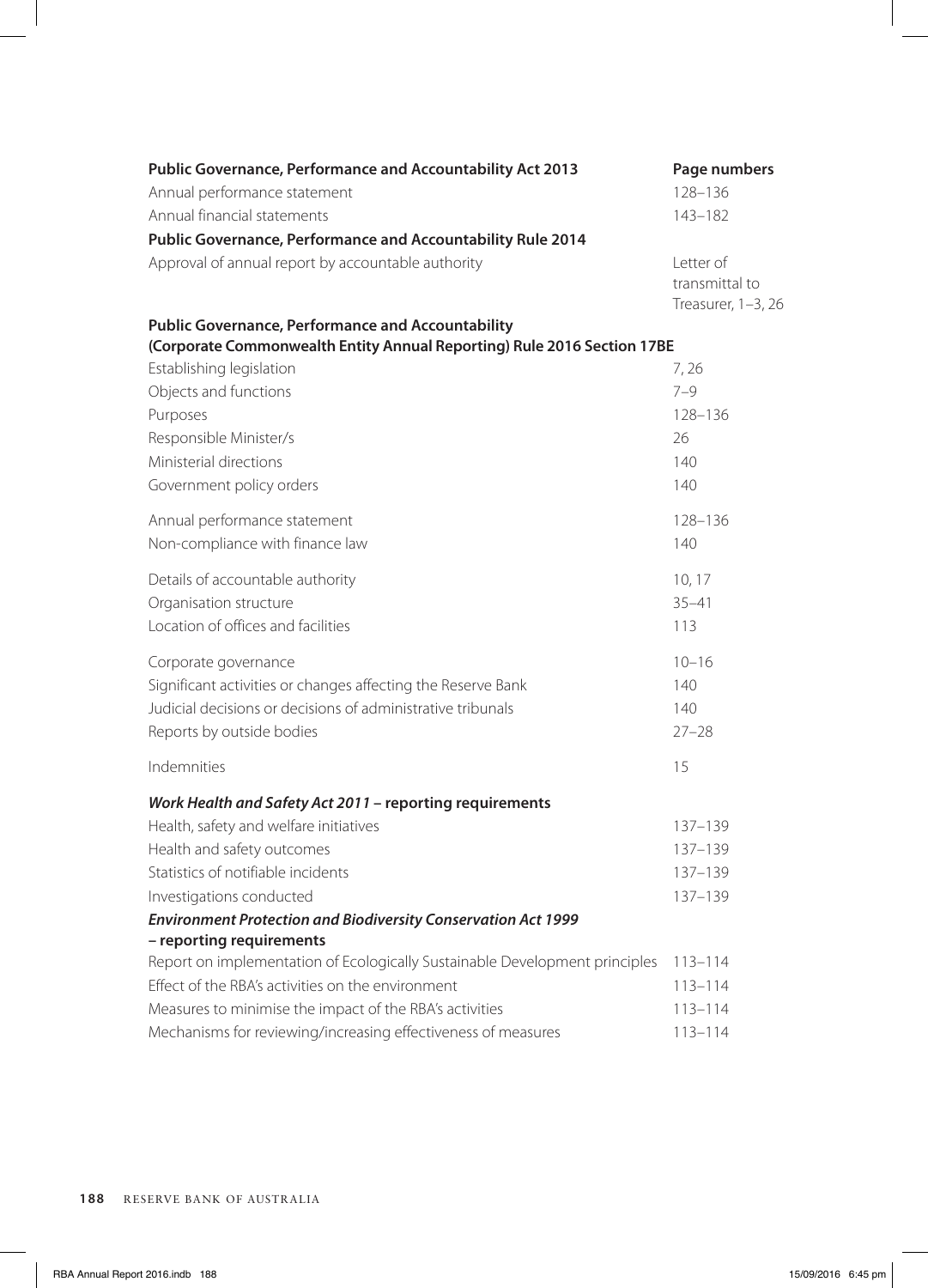| **Public Governance, Performance and Accountability Act 2013** | **Page numbers** |
| --- | --- |
| Annual performance statement | 128–136 |
| Annual financial statements | 143–182 |
| **Public Governance, Performance and Accountability Rule 2014** | |
| Approval of annual report by accountable authority | Letter of transmittal to Treasurer, 1–3, 26 |
| **Public Governance, Performance and Accountability (Corporate Commonwealth Entity Annual Reporting) Rule 2016 Section 17BE** | |
| Establishing legislation | 7, 26 |
| Objects and functions | 7–9 |
| Purposes | 128–136 |
| Responsible Minister/s | 26 |
| Ministerial directions | 140 |
| Government policy orders | 140 |
| Annual performance statement | 128–136 |
| Non-compliance with finance law | 140 |
| Details of accountable authority | 10, 17 |
| Organisation structure | 35–41 |
| Location of offices and facilities | 113 |
| Corporate governance | 10–16 |
| Significant activities or changes affecting the Reserve Bank | 140 |
| Judicial decisions or decisions of administrative tribunals | 140 |
| Reports by outside bodies | 27–28 |
| Indemnities | 15 |
| ***Work Health and Safety Act 2011* – reporting requirements** | |
| Health, safety and welfare initiatives | 137–139 |
| Health and safety outcomes | 137–139 |
| Statistics of notifiable incidents | 137–139 |
| Investigations conducted | 137–139 |
| ***Environment Protection and Biodiversity Conservation Act 1999* – reporting requirements** | |
| Report on implementation of Ecologically Sustainable Development principles | 113–114 |
| Effect of the RBA's activities on the environment | 113–114 |
| Measures to minimise the impact of the RBA's activities | 113–114 |
| Mechanisms for reviewing/increasing effectiveness of measures | 113–114 |